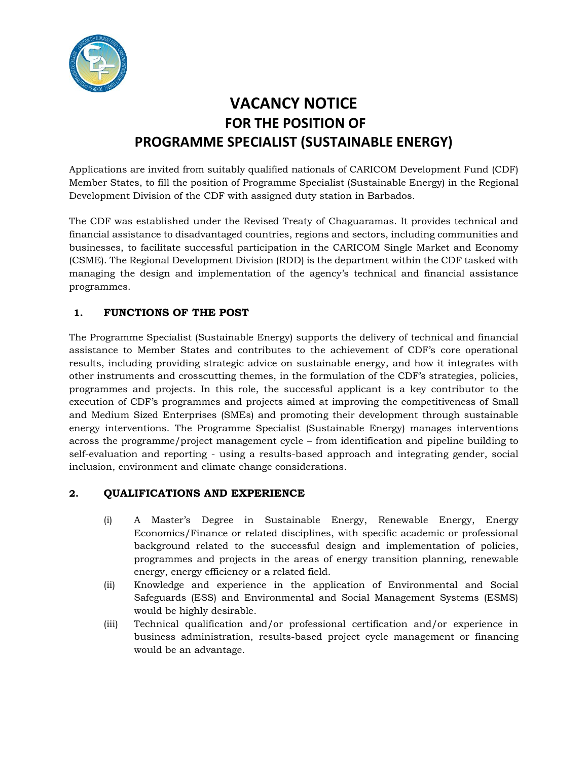# VACANCY NOTICE
## FOR THE POSITION OF
## PROGRAMME SPECIALIST (SUSTAINABLE ENERGY)

Applications are invited from suitably qualified nationals of CARICOM Development Fund (CDF) Member States, to fill the position of Programme Specialist (Sustainable Energy) in the Regional Development Division of the CDF with assigned duty station in Barbados.

The CDF was established under the Revised Treaty of Chaguaramas. It provides technical and financial assistance to disadvantaged countries, regions and sectors, including communities and businesses, to facilitate successful participation in the CARICOM Single Market and Economy (CSME). The Regional Development Division (RDD) is the department within the CDF tasked with managing the design and implementation of the agency's technical and financial assistance programmes.

### 1. FUNCTIONS OF THE POST

The Programme Specialist (Sustainable Energy) supports the delivery of technical and financial assistance to Member States and contributes to the achievement of CDF's core operational results, including providing strategic advice on sustainable energy, and how it integrates with other instruments and crosscutting themes, in the formulation of the CDF's strategies, policies, programmes and projects. In this role, the successful applicant is a key contributor to the execution of CDF's programmes and projects aimed at improving the competitiveness of Small and Medium Sized Enterprises (SMEs) and promoting their development through sustainable energy interventions. The Programme Specialist (Sustainable Energy) manages interventions across the programme/project management cycle – from identification and pipeline building to self-evaluation and reporting - using a results-based approach and integrating gender, social inclusion, environment and climate change considerations.

### 2. QUALIFICATIONS AND EXPERIENCE

(i) A Master's Degree in Sustainable Energy, Renewable Energy, Energy Economics/Finance or related disciplines, with specific academic or professional background related to the successful design and implementation of policies, programmes and projects in the areas of energy transition planning, renewable energy, energy efficiency or a related field.

(ii) Knowledge and experience in the application of Environmental and Social Safeguards (ESS) and Environmental and Social Management Systems (ESMS) would be highly desirable.

(iii) Technical qualification and/or professional certification and/or experience in business administration, results-based project cycle management or financing would be an advantage.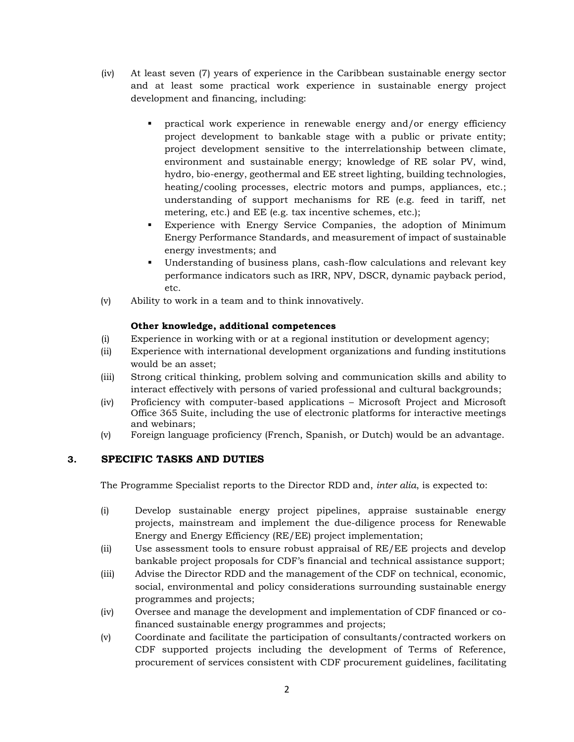(iv) At least seven (7) years of experience in the Caribbean sustainable energy sector and at least some practical work experience in sustainable energy project development and financing, including:

- practical work experience in renewable energy and/or energy efficiency project development to bankable stage with a public or private entity; project development sensitive to the interrelationship between climate, environment and sustainable energy; knowledge of RE solar PV, wind, hydro, bio-energy, geothermal and EE street lighting, building technologies, heating/cooling processes, electric motors and pumps, appliances, etc.; understanding of support mechanisms for RE (e.g. feed in tariff, net metering, etc.) and EE (e.g. tax incentive schemes, etc.);
- Experience with Energy Service Companies, the adoption of Minimum Energy Performance Standards, and measurement of impact of sustainable energy investments; and
- Understanding of business plans, cash-flow calculations and relevant key performance indicators such as IRR, NPV, DSCR, dynamic payback period, etc.

(v) Ability to work in a team and to think innovatively.

**Other knowledge, additional competences**

(i) Experience in working with or at a regional institution or development agency;

(ii) Experience with international development organizations and funding institutions would be an asset;

(iii) Strong critical thinking, problem solving and communication skills and ability to interact effectively with persons of varied professional and cultural backgrounds;

(iv) Proficiency with computer-based applications – Microsoft Project and Microsoft Office 365 Suite, including the use of electronic platforms for interactive meetings and webinars;

(v) Foreign language proficiency (French, Spanish, or Dutch) would be an advantage.

## 3. SPECIFIC TASKS AND DUTIES

The Programme Specialist reports to the Director RDD and, *inter alia*, is expected to:

(i) Develop sustainable energy project pipelines, appraise sustainable energy projects, mainstream and implement the due-diligence process for Renewable Energy and Energy Efficiency (RE/EE) project implementation;

(ii) Use assessment tools to ensure robust appraisal of RE/EE projects and develop bankable project proposals for CDF's financial and technical assistance support;

(iii) Advise the Director RDD and the management of the CDF on technical, economic, social, environmental and policy considerations surrounding sustainable energy programmes and projects;

(iv) Oversee and manage the development and implementation of CDF financed or co-financed sustainable energy programmes and projects;

(v) Coordinate and facilitate the participation of consultants/contracted workers on CDF supported projects including the development of Terms of Reference, procurement of services consistent with CDF procurement guidelines, facilitating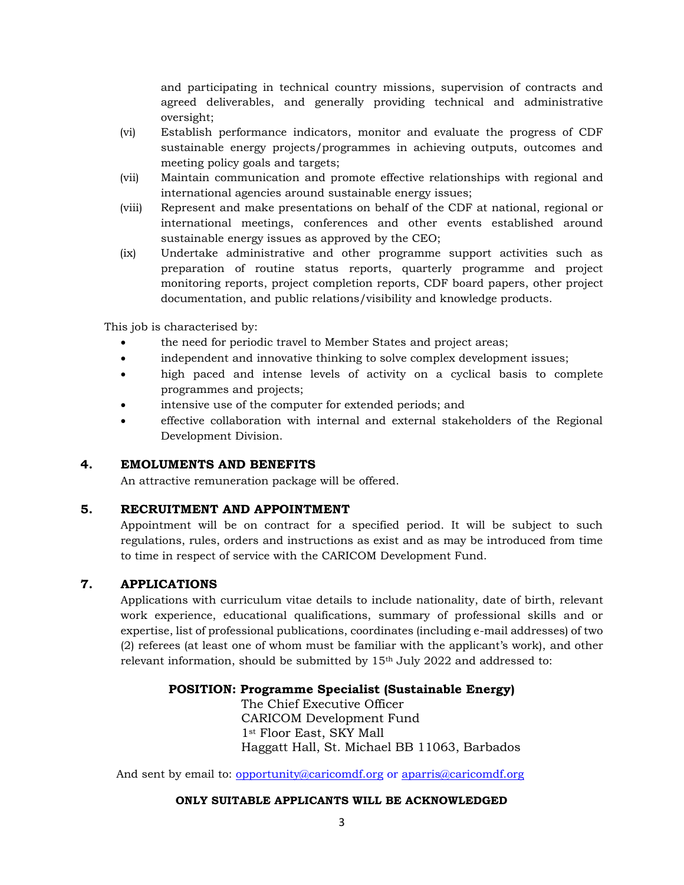and participating in technical country missions, supervision of contracts and agreed deliverables, and generally providing technical and administrative oversight;

(vi) Establish performance indicators, monitor and evaluate the progress of CDF sustainable energy projects/programmes in achieving outputs, outcomes and meeting policy goals and targets;

(vii) Maintain communication and promote effective relationships with regional and international agencies around sustainable energy issues;

(viii) Represent and make presentations on behalf of the CDF at national, regional or international meetings, conferences and other events established around sustainable energy issues as approved by the CEO;

(ix) Undertake administrative and other programme support activities such as preparation of routine status reports, quarterly programme and project monitoring reports, project completion reports, CDF board papers, other project documentation, and public relations/visibility and knowledge products.

This job is characterised by:

- the need for periodic travel to Member States and project areas;
- independent and innovative thinking to solve complex development issues;
- high paced and intense levels of activity on a cyclical basis to complete programmes and projects;
- intensive use of the computer for extended periods; and
- effective collaboration with internal and external stakeholders of the Regional Development Division.

## 4. EMOLUMENTS AND BENEFITS

An attractive remuneration package will be offered.

## 5. RECRUITMENT AND APPOINTMENT

Appointment will be on contract for a specified period. It will be subject to such regulations, rules, orders and instructions as exist and as may be introduced from time to time in respect of service with the CARICOM Development Fund.

## 7. APPLICATIONS

Applications with curriculum vitae details to include nationality, date of birth, relevant work experience, educational qualifications, summary of professional skills and or expertise, list of professional publications, coordinates (including e-mail addresses) of two (2) referees (at least one of whom must be familiar with the applicant's work), and other relevant information, should be submitted by 15th July 2022 and addressed to:

**POSITION: Programme Specialist (Sustainable Energy)**
The Chief Executive Officer
CARICOM Development Fund
1st Floor East, SKY Mall
Haggatt Hall, St. Michael BB 11063, Barbados

And sent by email to: opportunity@caricomdf.org or aparris@caricomdf.org

**ONLY SUITABLE APPLICANTS WILL BE ACKNOWLEDGED**